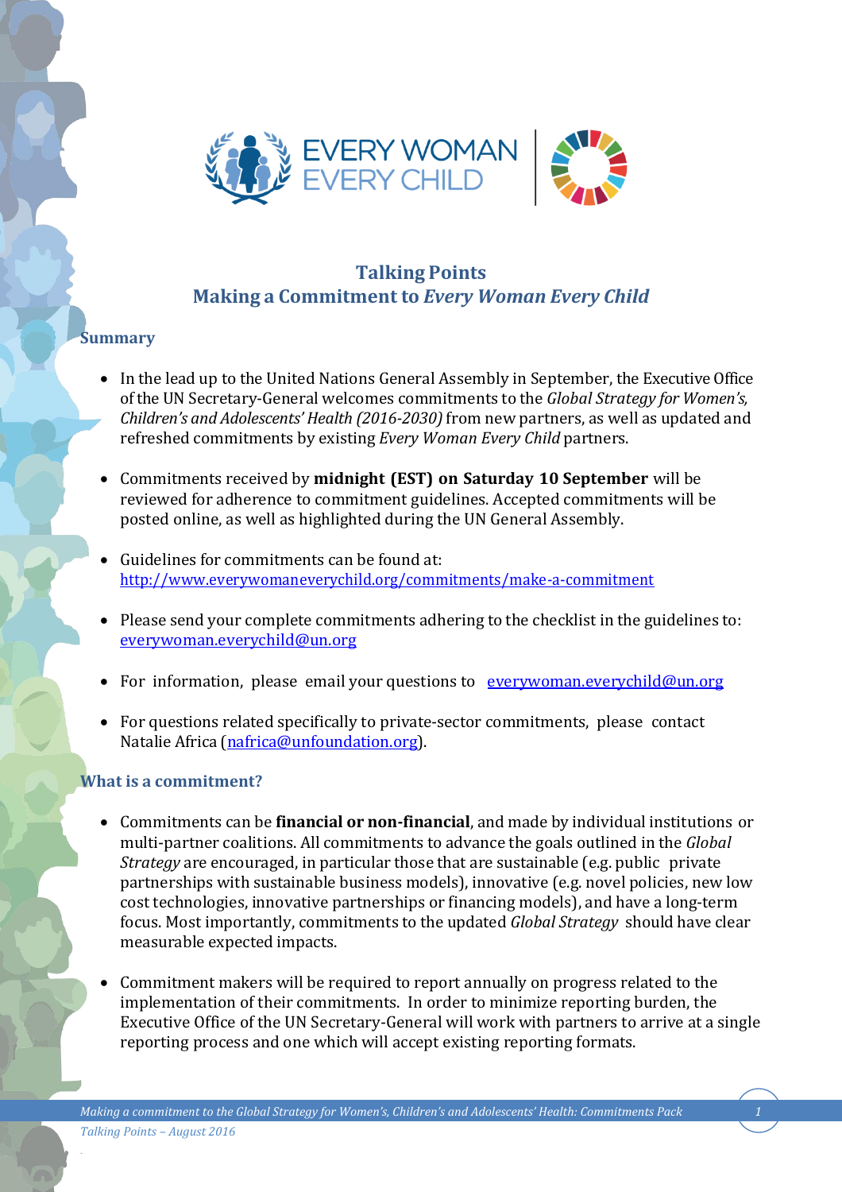# Talking Points
## Making a Commitment to *Every Woman Every Child*

### Summary

- In the lead up to the United Nations General Assembly in September, the Executive Office of the UN Secretary-General welcomes commitments to the *Global Strategy for Women's, Children's and Adolescents' Health (2016-2030)* from new partners, as well as updated and refreshed commitments by existing *Every Woman Every Child* partners.

- Commitments received by **midnight (EST) on Saturday 10 September** will be reviewed for adherence to commitment guidelines. Accepted commitments will be posted online, as well as highlighted during the UN General Assembly.

- Guidelines for commitments can be found at: http://www.everywomaneverychild.org/commitments/make-a-commitment

- Please send your complete commitments adhering to the checklist in the guidelines to: everywoman.everychild@un.org

- For information, please email your questions to everywoman.everychild@un.org

- For questions related specifically to private-sector commitments, please contact Natalie Africa (nafrica@unfoundation.org).

### What is a commitment?

- Commitments can be **financial or non-financial**, and made by individual institutions or multi-partner coalitions. All commitments to advance the goals outlined in the *Global Strategy* are encouraged, in particular those that are sustainable (e.g. public private partnerships with sustainable business models), innovative (e.g. novel policies, new low cost technologies, innovative partnerships or financing models), and have a long-term focus. Most importantly, commitments to the updated *Global Strategy* should have clear measurable expected impacts.

- Commitment makers will be required to report annually on progress related to the implementation of their commitments. In order to minimize reporting burden, the Executive Office of the UN Secretary-General will work with partners to arrive at a single reporting process and one which will accept existing reporting formats.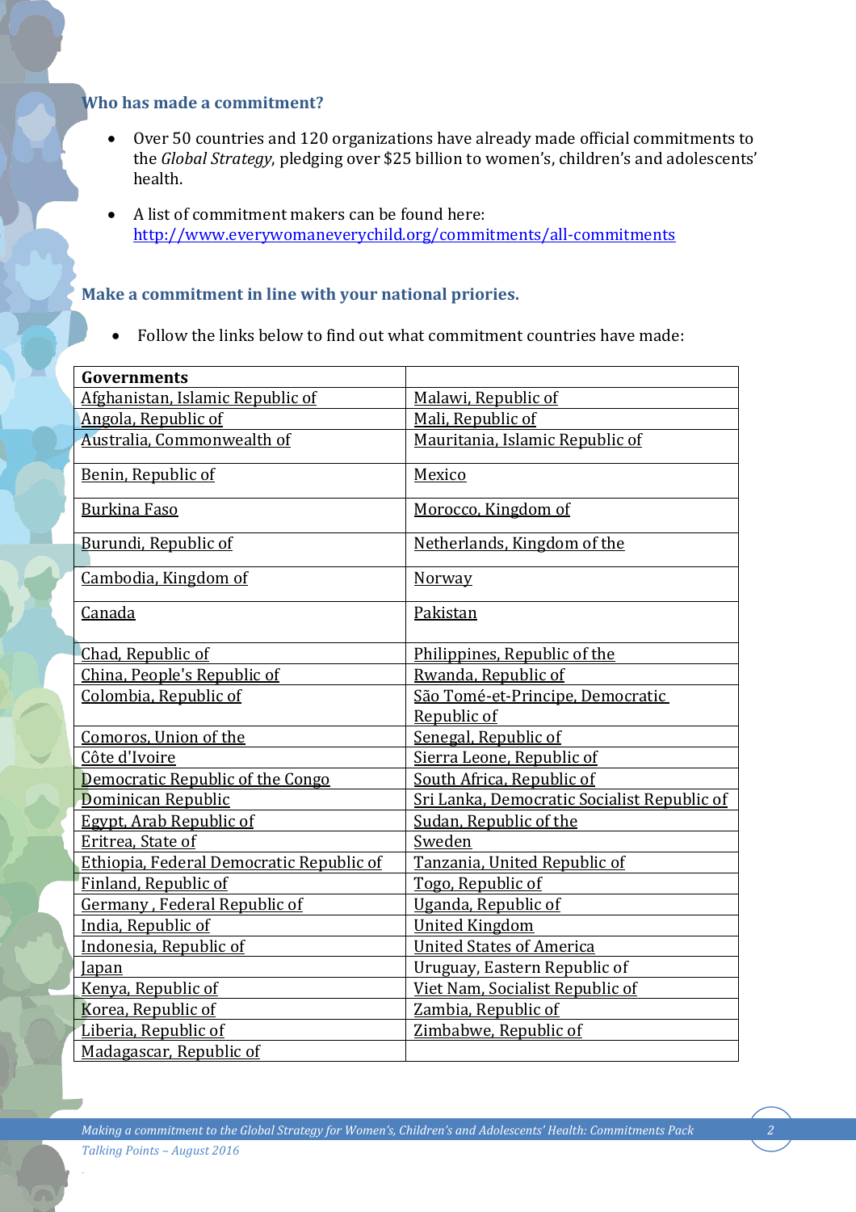### Who has made a commitment?

- Over 50 countries and 120 organizations have already made official commitments to the *Global Strategy*, pledging over $25 billion to women's, children's and adolescents' health.
- A list of commitment makers can be found here: http://www.everywomaneverychild.org/commitments/all-commitments

### Make a commitment in line with your national priories.

- Follow the links below to find out what commitment countries have made:

| Governments | |
|---|---|
| Afghanistan, Islamic Republic of | Malawi, Republic of |
| Angola, Republic of | Mali, Republic of |
| Australia, Commonwealth of | Mauritania, Islamic Republic of |
| Benin, Republic of | Mexico |
| Burkina Faso | Morocco, Kingdom of |
| Burundi, Republic of | Netherlands, Kingdom of the |
| Cambodia, Kingdom of | Norway |
| Canada | Pakistan |
| Chad, Republic of | Philippines, Republic of the |
| China, People's Republic of | Rwanda, Republic of |
| Colombia, Republic of | São Tomé-et-Principe, Democratic Republic of |
| Comoros, Union of the | Senegal, Republic of |
| Côte d'Ivoire | Sierra Leone, Republic of |
| Democratic Republic of the Congo | South Africa, Republic of |
| Dominican Republic | Sri Lanka, Democratic Socialist Republic of |
| Egypt, Arab Republic of | Sudan, Republic of the |
| Eritrea, State of | Sweden |
| Ethiopia, Federal Democratic Republic of | Tanzania, United Republic of |
| Finland, Republic of | Togo, Republic of |
| Germany , Federal Republic of | Uganda, Republic of |
| India, Republic of | United Kingdom |
| Indonesia, Republic of | United States of America |
| Japan | Uruguay, Eastern Republic of |
| Kenya, Republic of | Viet Nam, Socialist Republic of |
| Korea, Republic of | Zambia, Republic of |
| Liberia, Republic of | Zimbabwe, Republic of |
| Madagascar, Republic of | |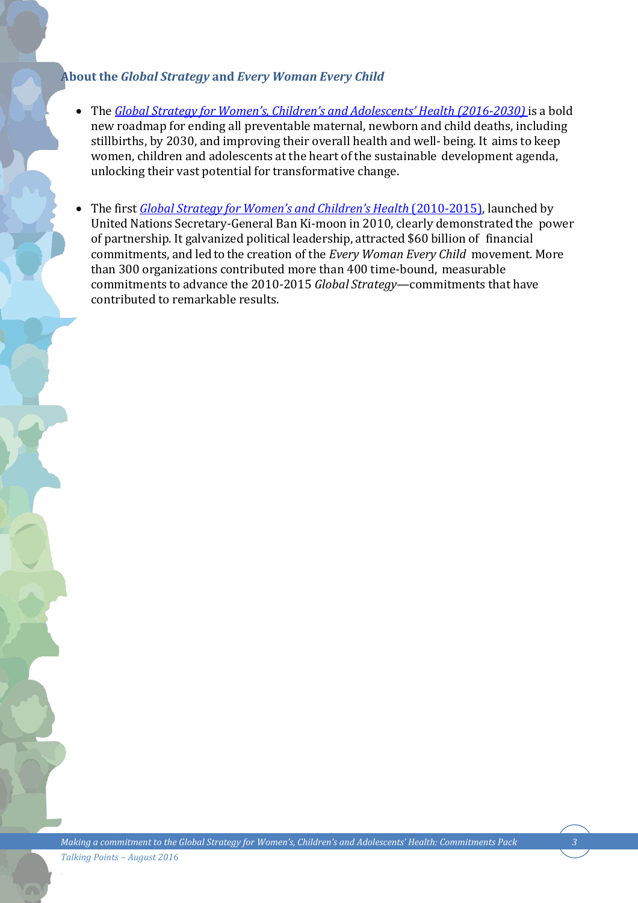## About the *Global Strategy* and *Every Woman Every Child*

- The *Global Strategy for Women's, Children's and Adolescents' Health (2016-2030)* is a bold new roadmap for ending all preventable maternal, newborn and child deaths, including stillbirths, by 2030, and improving their overall health and well- being. It aims to keep women, children and adolescents at the heart of the sustainable development agenda, unlocking their vast potential for transformative change.

- The first *Global Strategy for Women's and Children's Health* (2010-2015), launched by United Nations Secretary-General Ban Ki-moon in 2010, clearly demonstrated the power of partnership. It galvanized political leadership, attracted $60 billion of financial commitments, and led to the creation of the *Every Woman Every Child* movement. More than 300 organizations contributed more than 400 time-bound, measurable commitments to advance the 2010-2015 *Global Strategy*—commitments that have contributed to remarkable results.